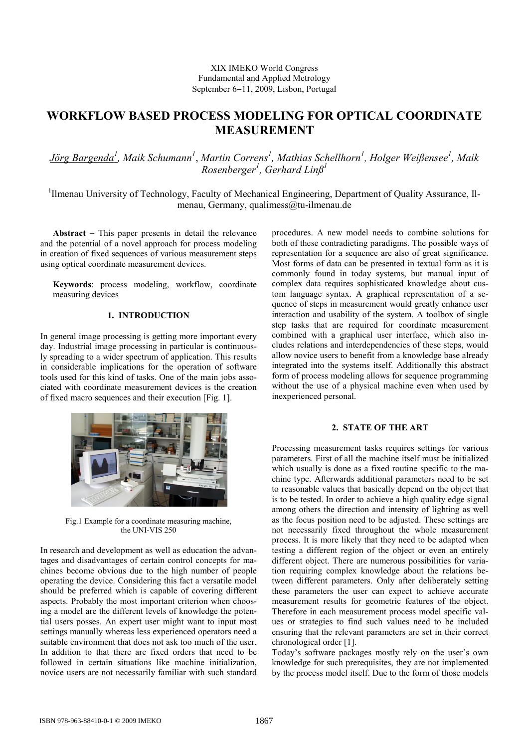XIX IMEKO World Congress
Fundamental and Applied Metrology
September 6−11, 2009, Lisbon, Portugal

# WORKFLOW BASED PROCESS MODELING FOR OPTICAL COORDINATE MEASUREMENT

*Jörg Bargenda[1], Maik Schumann[1], Martin Correns[1], Mathias Schellhorn[1], Holger Weißensee[1], Maik Rosenberger[1], Gerhard Linß[1]*

[1]Ilmenau University of Technology, Faculty of Mechanical Engineering, Department of Quality Assurance, Ilmenau, Germany, qualimess@tu-ilmenau.de

**Abstract** − This paper presents in detail the relevance and the potential of a novel approach for process modeling in creation of fixed sequences of various measurement steps using optical coordinate measurement devices.

**Keywords**: process modeling, workflow, coordinate measuring devices

## 1. INTRODUCTION

In general image processing is getting more important every day. Industrial image processing in particular is continuously spreading to a wider spectrum of application. This results in considerable implications for the operation of software tools used for this kind of tasks. One of the main jobs associated with coordinate measurement devices is the creation of fixed macro sequences and their execution [Fig. 1].

Fig.1 Example for a coordinate measuring machine, the UNI-VIS 250

In research and development as well as education the advantages and disadvantages of certain control concepts for machines become obvious due to the high number of people operating the device. Considering this fact a versatile model should be preferred which is capable of covering different aspects. Probably the most important criterion when choosing a model are the different levels of knowledge the potential users posses. An expert user might want to input most settings manually whereas less experienced operators need a suitable environment that does not ask too much of the user. In addition to that there are fixed orders that need to be followed in certain situations like machine initialization, novice users are not necessarily familiar with such standard procedures. A new model needs to combine solutions for both of these contradicting paradigms. The possible ways of representation for a sequence are also of great significance. Most forms of data can be presented in textual form as it is commonly found in today systems, but manual input of complex data requires sophisticated knowledge about custom language syntax. A graphical representation of a sequence of steps in measurement would greatly enhance user interaction and usability of the system. A toolbox of single step tasks that are required for coordinate measurement combined with a graphical user interface, which also includes relations and interdependencies of these steps, would allow novice users to benefit from a knowledge base already integrated into the systems itself. Additionally this abstract form of process modeling allows for sequence programming without the use of a physical machine even when used by inexperienced personal.

## 2. STATE OF THE ART

Processing measurement tasks requires settings for various parameters. First of all the machine itself must be initialized which usually is done as a fixed routine specific to the machine type. Afterwards additional parameters need to be set to reasonable values that basically depend on the object that is to be tested. In order to achieve a high quality edge signal among others the direction and intensity of lighting as well as the focus position need to be adjusted. These settings are not necessarily fixed throughout the whole measurement process. It is more likely that they need to be adapted when testing a different region of the object or even an entirely different object. There are numerous possibilities for variation requiring complex knowledge about the relations between different parameters. Only after deliberately setting these parameters the user can expect to achieve accurate measurement results for geometric features of the object. Therefore in each measurement process model specific values or strategies to find such values need to be included ensuring that the relevant parameters are set in their correct chronological order [1].

Today's software packages mostly rely on the user's own knowledge for such prerequisites, they are not implemented by the process model itself. Due to the form of those models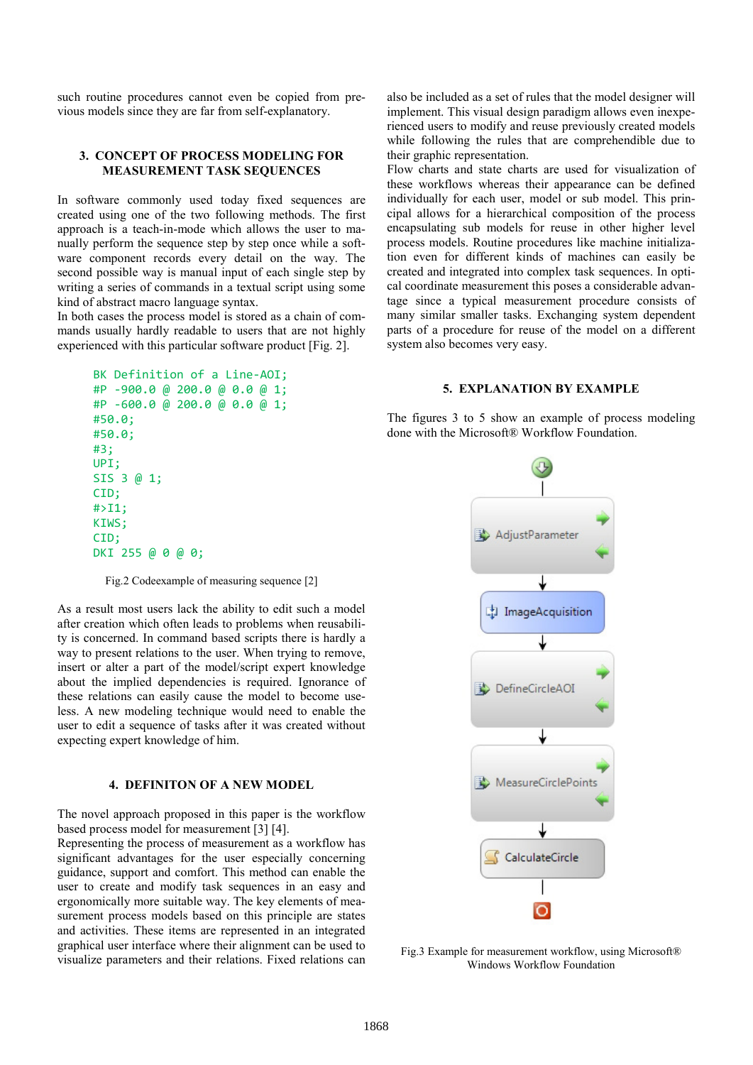such routine procedures cannot even be copied from previous models since they are far from self-explanatory.

## 3. CONCEPT OF PROCESS MODELING FOR MEASUREMENT TASK SEQUENCES

In software commonly used today fixed sequences are created using one of the two following methods. The first approach is a teach-in-mode which allows the user to manually perform the sequence step by step once while a software component records every detail on the way. The second possible way is manual input of each single step by writing a series of commands in a textual script using some kind of abstract macro language syntax.

In both cases the process model is stored as a chain of commands usually hardly readable to users that are not highly experienced with this particular software product [Fig. 2].

```
BK Definition of a Line-AOI;
#P -900.0 @ 200.0 @ 0.0 @ 1;
#P -600.0 @ 200.0 @ 0.0 @ 1;
#50.0;
#50.0;
#3;
UPI;
SIS 3 @ 1;
CID;
#>I1;
KIWS;
CID;
DKI 255 @ 0 @ 0;
```

Fig.2 Codeexample of measuring sequence [2]

As a result most users lack the ability to edit such a model after creation which often leads to problems when reusability is concerned. In command based scripts there is hardly a way to present relations to the user. When trying to remove, insert or alter a part of the model/script expert knowledge about the implied dependencies is required. Ignorance of these relations can easily cause the model to become useless. A new modeling technique would need to enable the user to edit a sequence of tasks after it was created without expecting expert knowledge of him.

## 4. DEFINITON OF A NEW MODEL

The novel approach proposed in this paper is the workflow based process model for measurement [3] [4].

Representing the process of measurement as a workflow has significant advantages for the user especially concerning guidance, support and comfort. This method can enable the user to create and modify task sequences in an easy and ergonomically more suitable way. The key elements of measurement process models based on this principle are states and activities. These items are represented in an integrated graphical user interface where their alignment can be used to visualize parameters and their relations. Fixed relations can also be included as a set of rules that the model designer will implement. This visual design paradigm allows even inexperienced users to modify and reuse previously created models while following the rules that are comprehendible due to their graphic representation.

Flow charts and state charts are used for visualization of these workflows whereas their appearance can be defined individually for each user, model or sub model. This principal allows for a hierarchical composition of the process encapsulating sub models for reuse in other higher level process models. Routine procedures like machine initialization even for different kinds of machines can easily be created and integrated into complex task sequences. In optical coordinate measurement this poses a considerable advantage since a typical measurement procedure consists of many similar smaller tasks. Exchanging system dependent parts of a procedure for reuse of the model on a different system also becomes very easy.

## 5. EXPLANATION BY EXAMPLE

The figures 3 to 5 show an example of process modeling done with the Microsoft® Workflow Foundation.

AdjustParameter → ImageAcquisition → DefineCircleAOI → MeasureCirclePoints → CalculateCircle

Fig.3 Example for measurement workflow, using Microsoft® Windows Workflow Foundation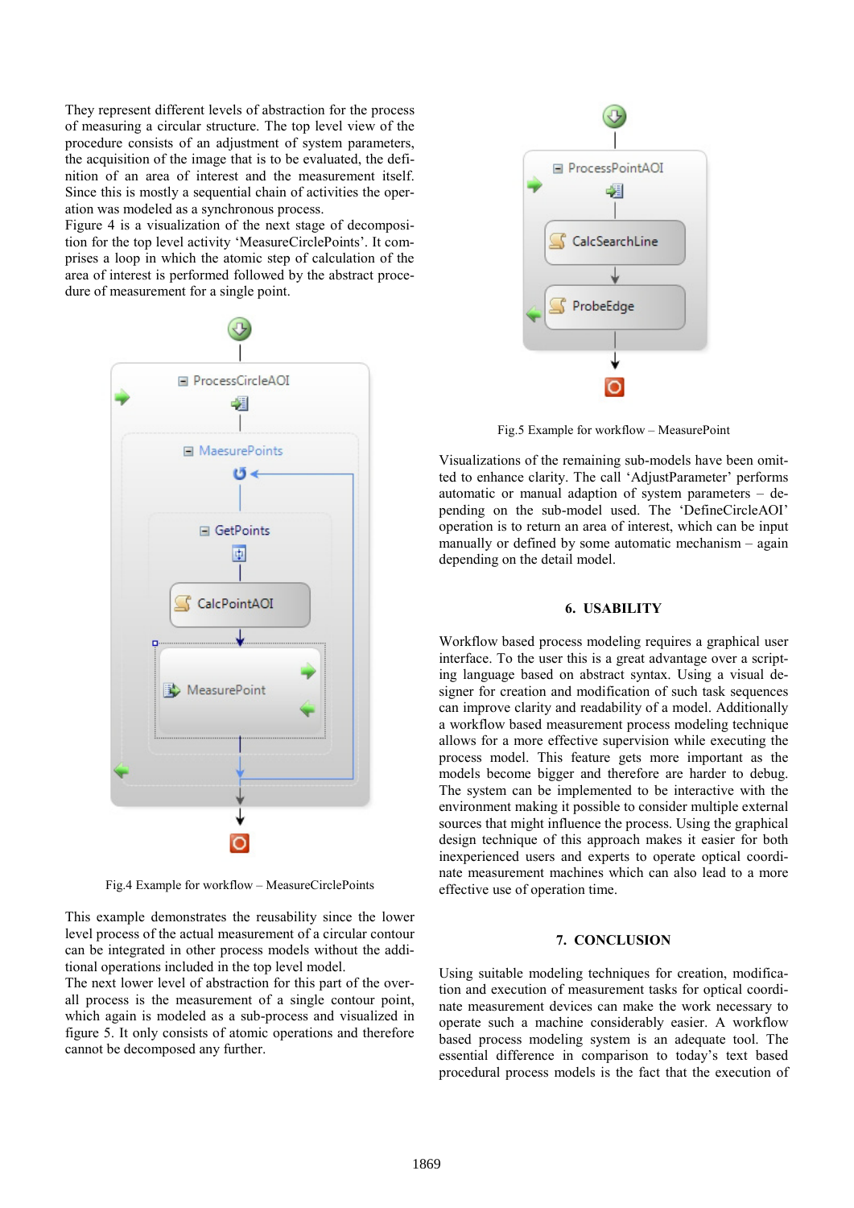They represent different levels of abstraction for the process of measuring a circular structure. The top level view of the procedure consists of an adjustment of system parameters, the acquisition of the image that is to be evaluated, the definition of an area of interest and the measurement itself. Since this is mostly a sequential chain of activities the operation was modeled as a synchronous process.
Figure 4 is a visualization of the next stage of decomposition for the top level activity 'MeasureCirclePoints'. It comprises a loop in which the atomic step of calculation of the area of interest is performed followed by the abstract procedure of measurement for a single point.

Fig.4 Example for workflow – MeasureCirclePoints

This example demonstrates the reusability since the lower level process of the actual measurement of a circular contour can be integrated in other process models without the additional operations included in the top level model.
The next lower level of abstraction for this part of the overall process is the measurement of a single contour point, which again is modeled as a sub-process and visualized in figure 5. It only consists of atomic operations and therefore cannot be decomposed any further.

Fig.5 Example for workflow – MeasurePoint

Visualizations of the remaining sub-models have been omitted to enhance clarity. The call 'AdjustParameter' performs automatic or manual adaption of system parameters – depending on the sub-model used. The 'DefineCircleAOI' operation is to return an area of interest, which can be input manually or defined by some automatic mechanism – again depending on the detail model.

## 6. USABILITY

Workflow based process modeling requires a graphical user interface. To the user this is a great advantage over a scripting language based on abstract syntax. Using a visual designer for creation and modification of such task sequences can improve clarity and readability of a model. Additionally a workflow based measurement process modeling technique allows for a more effective supervision while executing the process model. This feature gets more important as the models become bigger and therefore are harder to debug. The system can be implemented to be interactive with the environment making it possible to consider multiple external sources that might influence the process. Using the graphical design technique of this approach makes it easier for both inexperienced users and experts to operate optical coordinate measurement machines which can also lead to a more effective use of operation time.

## 7. CONCLUSION

Using suitable modeling techniques for creation, modification and execution of measurement tasks for optical coordinate measurement devices can make the work necessary to operate such a machine considerably easier. A workflow based process modeling system is an adequate tool. The essential difference in comparison to today's text based procedural process models is the fact that the execution of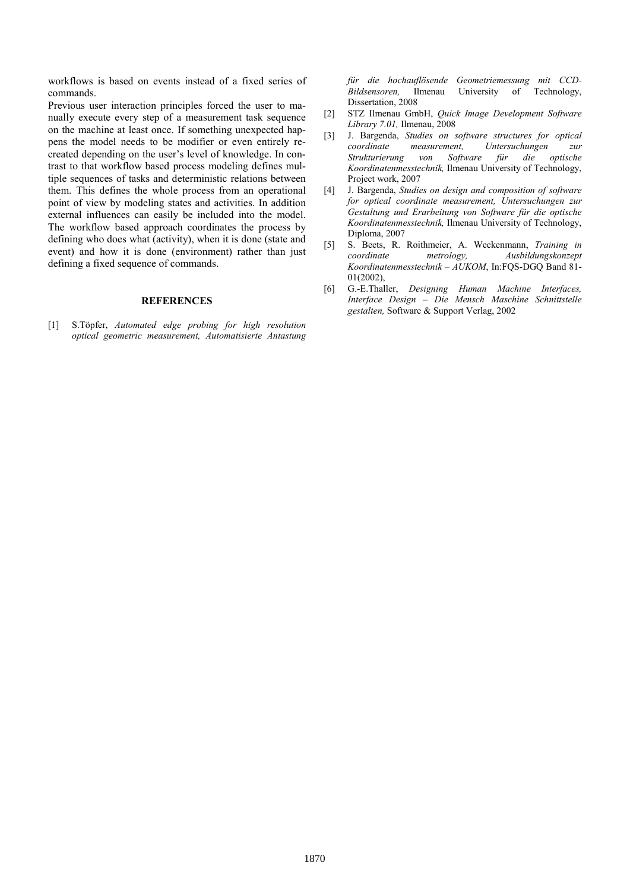workflows is based on events instead of a fixed series of commands.

Previous user interaction principles forced the user to manually execute every step of a measurement task sequence on the machine at least once. If something unexpected happens the model needs to be modifier or even entirely recreated depending on the user's level of knowledge. In contrast to that workflow based process modeling defines multiple sequences of tasks and deterministic relations between them. This defines the whole process from an operational point of view by modeling states and activities. In addition external influences can easily be included into the model. The workflow based approach coordinates the process by defining who does what (activity), when it is done (state and event) and how it is done (environment) rather than just defining a fixed sequence of commands.

## REFERENCES

[1] S.Töpfer, *Automated edge probing for high resolution optical geometric measurement, Automatisierte Antastung für die hochauflösende Geometriemessung mit CCD-Bildsensoren,* Ilmenau University of Technology, Dissertation, 2008

[2] STZ Ilmenau GmbH, *Quick Image Development Software Library 7.01,* Ilmenau, 2008

[3] J. Bargenda, *Studies on software structures for optical coordinate measurement, Untersuchungen zur Strukturierung von Software für die optische Koordinatenmesstechnik,* Ilmenau University of Technology, Project work, 2007

[4] J. Bargenda, *Studies on design and composition of software for optical coordinate measurement, Untersuchungen zur Gestaltung und Erarbeitung von Software für die optische Koordinatenmesstechnik,* Ilmenau University of Technology, Diploma, 2007

[5] S. Beets, R. Roithmeier, A. Weckenmann, *Training in coordinate metrology, Ausbildungskonzept Koordinatenmesstechnik – AUKOM*, In:FQS-DGQ Band 81-01(2002),

[6] G.-E.Thaller, *Designing Human Machine Interfaces, Interface Design – Die Mensch Maschine Schnittstelle gestalten,* Software & Support Verlag, 2002